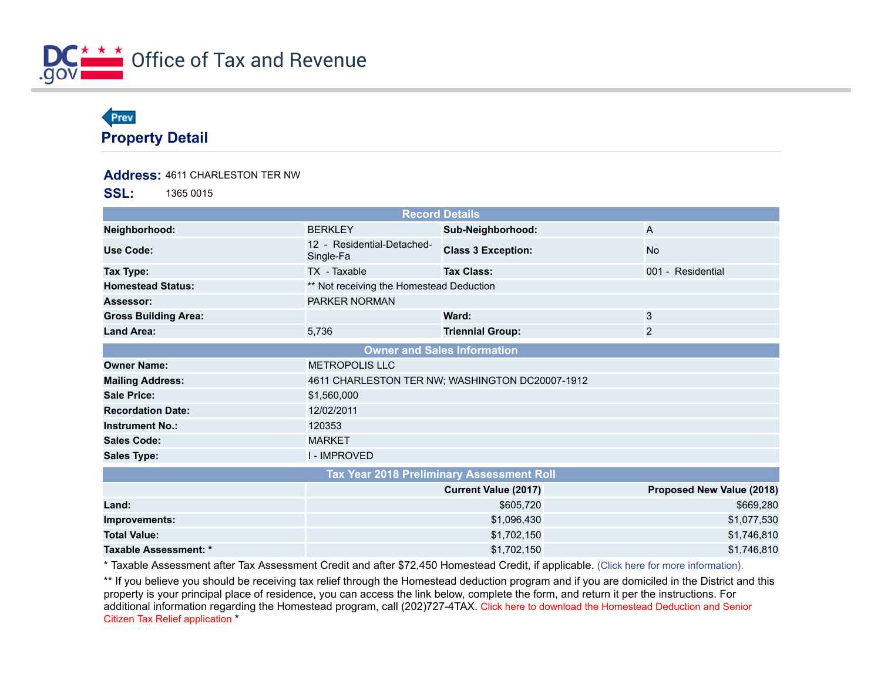Office of Tax and Revenue

Prev

## Property Detail

**Address:** 4611 CHARLESTON TER NW

**SSL:** 1365 0015

| Record Details | | | |
|---|---|---|---|
| **Neighborhood:** | BERKLEY | **Sub-Neighborhood:** | A |
| **Use Code:** | 12 - Residential-Detached-Single-Fa | **Class 3 Exception:** | No |
| **Tax Type:** | TX - Taxable | **Tax Class:** | 001 - Residential |
| **Homestead Status:** | ** Not receiving the Homestead Deduction | | |
| **Assessor:** | PARKER NORMAN | | |
| **Gross Building Area:** | | **Ward:** | 3 |
| **Land Area:** | 5,736 | **Triennial Group:** | 2 |

| Owner and Sales Information | |
|---|---|
| **Owner Name:** | METROPOLIS LLC |
| **Mailing Address:** | 4611 CHARLESTON TER NW; WASHINGTON DC20007-1912 |
| **Sale Price:** | $1,560,000 |
| **Recordation Date:** | 12/02/2011 |
| **Instrument No.:** | 120353 |
| **Sales Code:** | MARKET |
| **Sales Type:** | I - IMPROVED |

| Tax Year 2018 Preliminary Assessment Roll | | |
|---|---|---|
| | **Current Value (2017)** | **Proposed New Value (2018)** |
| **Land:** | $605,720 | $669,280 |
| **Improvements:** | $1,096,430 | $1,077,530 |
| **Total Value:** | $1,702,150 | $1,746,810 |
| **Taxable Assessment: *** | $1,702,150 | $1,746,810 |

* Taxable Assessment after Tax Assessment Credit and after $72,450 Homestead Credit, if applicable. (Click here for more information).

** If you believe you should be receiving tax relief through the Homestead deduction program and if you are domiciled in the District and this property is your principal place of residence, you can access the link below, complete the form, and return it per the instructions. For additional information regarding the Homestead program, call (202)727-4TAX. Click here to download the Homestead Deduction and Senior Citizen Tax Relief application *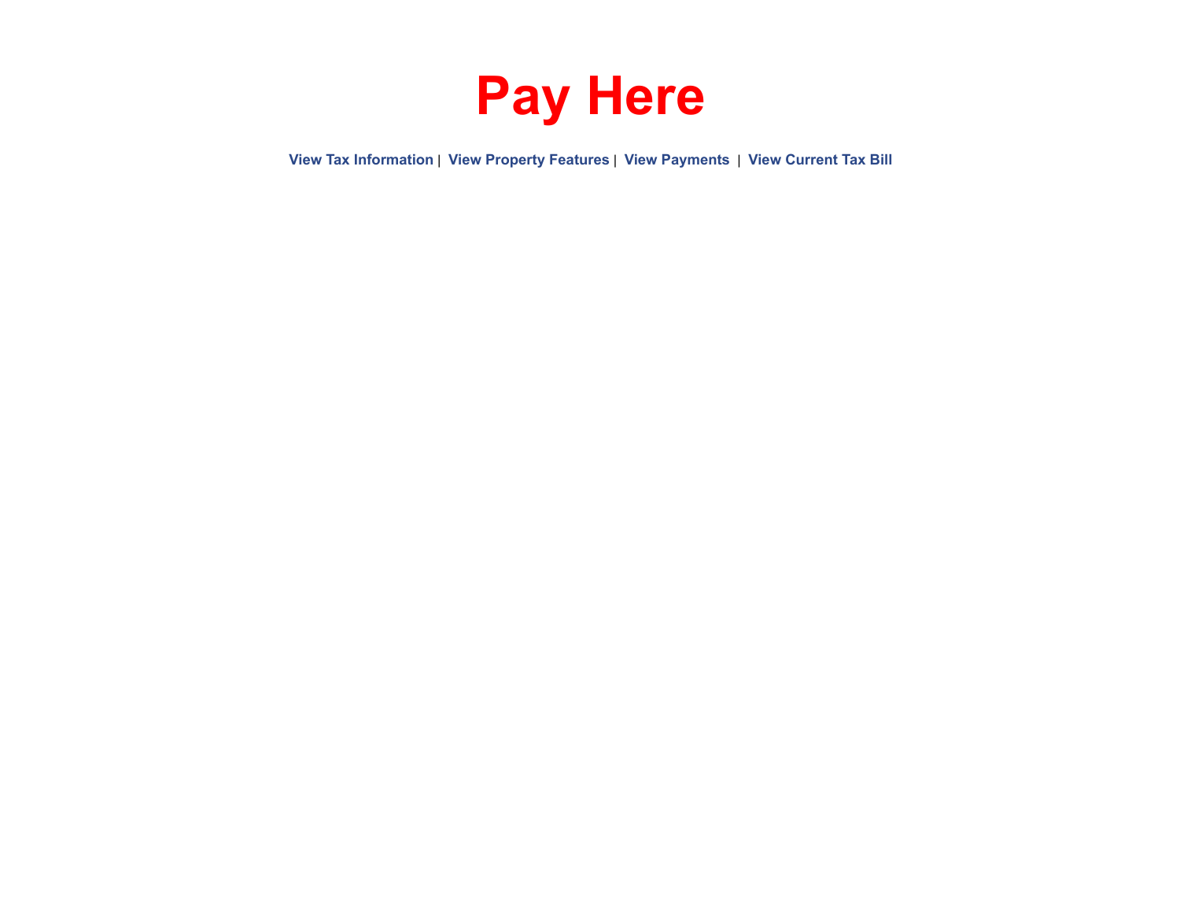# Pay Here

**View Tax Information** | **View Property Features** | **View Payments** | **View Current Tax Bill**